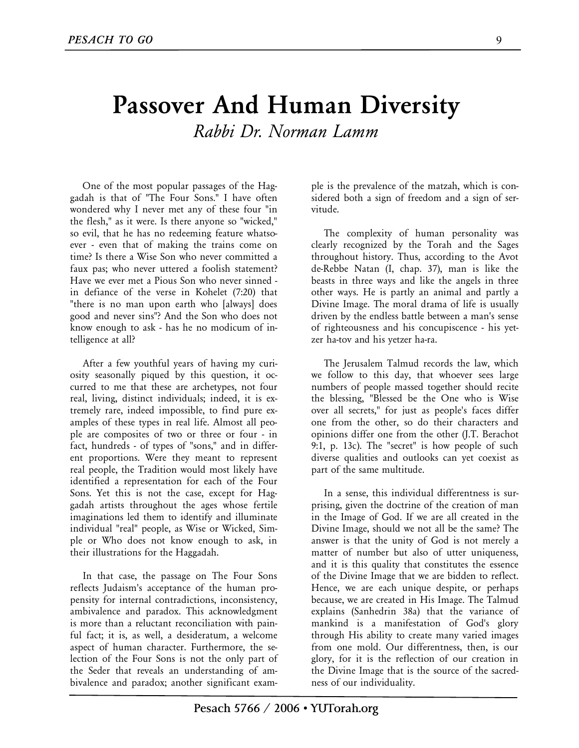# Passover And Human Diversity

*Rabbi Dr. Norman Lamm*

One of the most popular passages of the Haggadah is that of "The Four Sons." I have often wondered why I never met any of these four "in the flesh," as it were. Is there anyone so "wicked," so evil, that he has no redeeming feature whatsoever - even that of making the trains come on time? Is there a Wise Son who never committed a faux pas; who never uttered a foolish statement? Have we ever met a Pious Son who never sinned - in defiance of the verse in Kohelet (7:20) that "there is no man upon earth who [always] does good and never sins"? And the Son who does not know enough to ask - has he no modicum of intelligence at all?

After a few youthful years of having my curiosity seasonally piqued by this question, it occurred to me that these are archetypes, not four real, living, distinct individuals; indeed, it is extremely rare, indeed impossible, to find pure examples of these types in real life. Almost all people are composites of two or three or four - in fact, hundreds - of types of "sons," and in different proportions. Were they meant to represent real people, the Tradition would most likely have identified a representation for each of the Four Sons. Yet this is not the case, except for Haggadah artists throughout the ages whose fertile imaginations led them to identify and illuminate individual "real" people, as Wise or Wicked, Simple or Who does not know enough to ask, in their illustrations for the Haggadah.

In that case, the passage on The Four Sons reflects Judaism's acceptance of the human propensity for internal contradictions, inconsistency, ambivalence and paradox. This acknowledgment is more than a reluctant reconciliation with painful fact; it is, as well, a desideratum, a welcome aspect of human character. Furthermore, the selection of the Four Sons is not the only part of the Seder that reveals an understanding of ambivalence and paradox; another significant example is the prevalence of the matzah, which is considered both a sign of freedom and a sign of servitude.

The complexity of human personality was clearly recognized by the Torah and the Sages throughout history. Thus, according to the Avot de-Rebbe Natan (I, chap. 37), man is like the beasts in three ways and like the angels in three other ways. He is partly an animal and partly a Divine Image. The moral drama of life is usually driven by the endless battle between a man's sense of righteousness and his concupiscence - his yetzer ha-tov and his yetzer ha-ra.

The Jerusalem Talmud records the law, which we follow to this day, that whoever sees large numbers of people massed together should recite the blessing, "Blessed be the One who is Wise over all secrets," for just as people's faces differ one from the other, so do their characters and opinions differ one from the other (J.T. Berachot 9:1, p. 13c). The "secret" is how people of such diverse qualities and outlooks can yet coexist as part of the same multitude.

In a sense, this individual differentness is surprising, given the doctrine of the creation of man in the Image of God. If we are all created in the Divine Image, should we not all be the same? The answer is that the unity of God is not merely a matter of number but also of utter uniqueness, and it is this quality that constitutes the essence of the Divine Image that we are bidden to reflect. Hence, we are each unique despite, or perhaps because, we are created in His Image. The Talmud explains (Sanhedrin 38a) that the variance of mankind is a manifestation of God's glory through His ability to create many varied images from one mold. Our differentness, then, is our glory, for it is the reflection of our creation in the Divine Image that is the source of the sacredness of our individuality.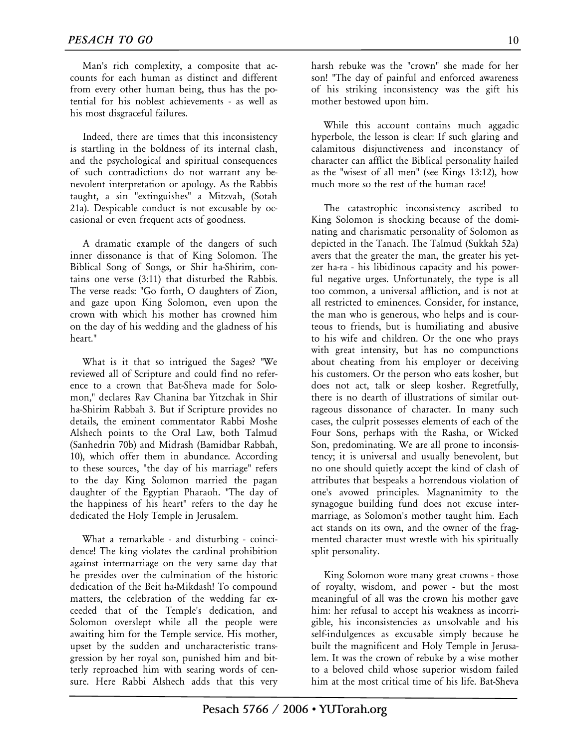Man's rich complexity, a composite that accounts for each human as distinct and different from every other human being, thus has the potential for his noblest achievements - as well as his most disgraceful failures.

Indeed, there are times that this inconsistency is startling in the boldness of its internal clash, and the psychological and spiritual consequences of such contradictions do not warrant any benevolent interpretation or apology. As the Rabbis taught, a sin "extinguishes" a Mitzvah, (Sotah 21a). Despicable conduct is not excusable by occasional or even frequent acts of goodness.

A dramatic example of the dangers of such inner dissonance is that of King Solomon. The Biblical Song of Songs, or Shir ha-Shirim, contains one verse (3:11) that disturbed the Rabbis. The verse reads: "Go forth, O daughters of Zion, and gaze upon King Solomon, even upon the crown with which his mother has crowned him on the day of his wedding and the gladness of his heart."

What is it that so intrigued the Sages? "We reviewed all of Scripture and could find no reference to a crown that Bat-Sheva made for Solomon," declares Rav Chanina bar Yitzchak in Shir ha-Shirim Rabbah 3. But if Scripture provides no details, the eminent commentator Rabbi Moshe Alshech points to the Oral Law, both Talmud (Sanhedrin 70b) and Midrash (Bamidbar Rabbah, 10), which offer them in abundance. According to these sources, "the day of his marriage" refers to the day King Solomon married the pagan daughter of the Egyptian Pharaoh. "The day of the happiness of his heart" refers to the day he dedicated the Holy Temple in Jerusalem.

What a remarkable - and disturbing - coincidence! The king violates the cardinal prohibition against intermarriage on the very same day that he presides over the culmination of the historic dedication of the Beit ha-Mikdash! To compound matters, the celebration of the wedding far exceeded that of the Temple's dedication, and Solomon overslept while all the people were awaiting him for the Temple service. His mother, upset by the sudden and uncharacteristic transgression by her royal son, punished him and bitterly reproached him with searing words of censure. Here Rabbi Alshech adds that this very harsh rebuke was the "crown" she made for her son! "The day of painful and enforced awareness of his striking inconsistency was the gift his mother bestowed upon him.

While this account contains much aggadic hyperbole, the lesson is clear: If such glaring and calamitous disjunctiveness and inconstancy of character can afflict the Biblical personality hailed as the "wisest of all men" (see Kings 13:12), how much more so the rest of the human race!

The catastrophic inconsistency ascribed to King Solomon is shocking because of the dominating and charismatic personality of Solomon as depicted in the Tanach. The Talmud (Sukkah 52a) avers that the greater the man, the greater his yetzer ha-ra - his libidinous capacity and his powerful negative urges. Unfortunately, the type is all too common, a universal affliction, and is not at all restricted to eminences. Consider, for instance, the man who is generous, who helps and is courteous to friends, but is humiliating and abusive to his wife and children. Or the one who prays with great intensity, but has no compunctions about cheating from his employer or deceiving his customers. Or the person who eats kosher, but does not act, talk or sleep kosher. Regretfully, there is no dearth of illustrations of similar outrageous dissonance of character. In many such cases, the culprit possesses elements of each of the Four Sons, perhaps with the Rasha, or Wicked Son, predominating. We are all prone to inconsistency; it is universal and usually benevolent, but no one should quietly accept the kind of clash of attributes that bespeaks a horrendous violation of one's avowed principles. Magnanimity to the synagogue building fund does not excuse intermarriage, as Solomon's mother taught him. Each act stands on its own, and the owner of the fragmented character must wrestle with his spiritually split personality.

King Solomon wore many great crowns - those of royalty, wisdom, and power - but the most meaningful of all was the crown his mother gave him: her refusal to accept his weakness as incorrigible, his inconsistencies as unsolvable and his self-indulgences as excusable simply because he built the magnificent and Holy Temple in Jerusalem. It was the crown of rebuke by a wise mother to a beloved child whose superior wisdom failed him at the most critical time of his life. Bat-Sheva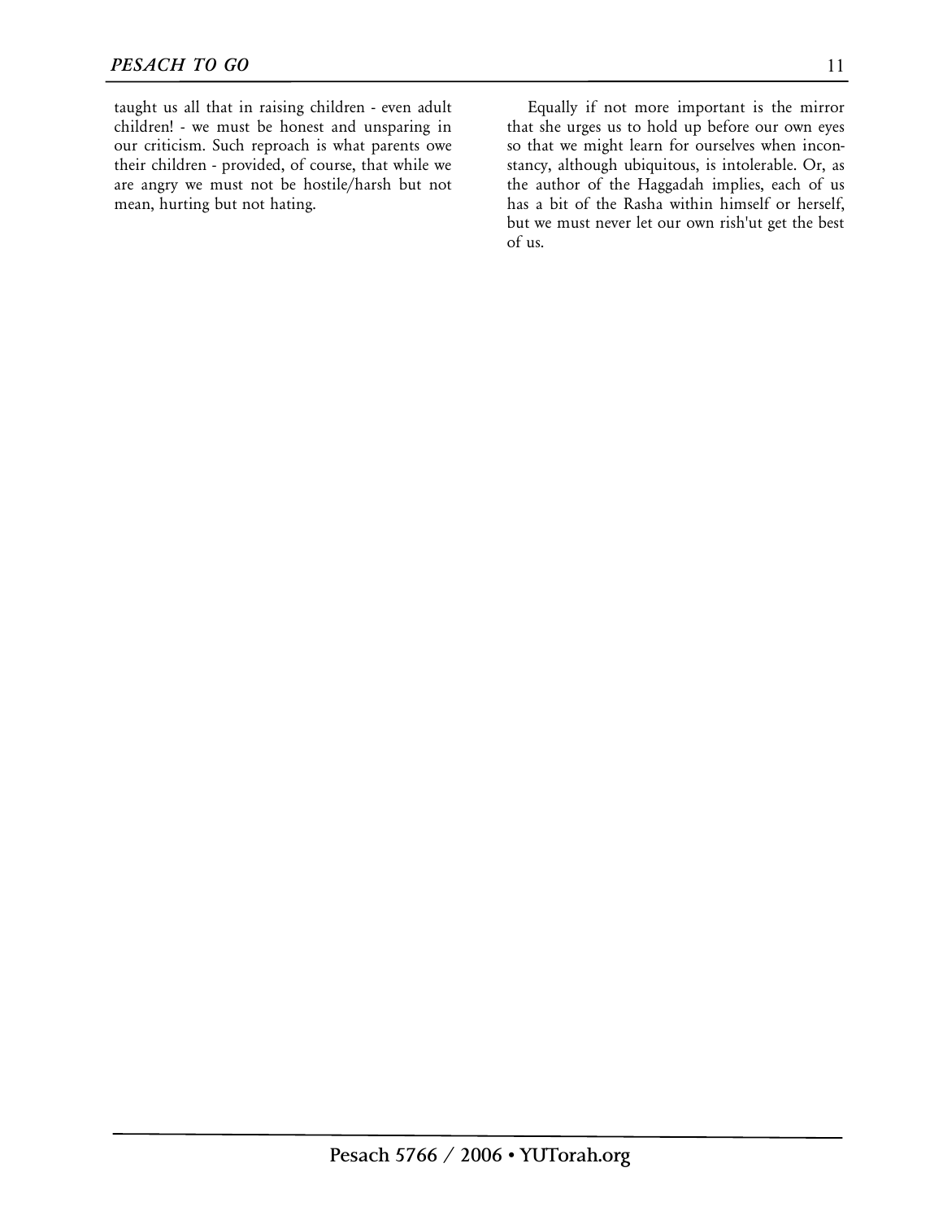taught us all that in raising children - even adult children! - we must be honest and unsparing in our criticism. Such reproach is what parents owe their children - provided, of course, that while we are angry we must not be hostile/harsh but not mean, hurting but not hating.

Equally if not more important is the mirror that she urges us to hold up before our own eyes so that we might learn for ourselves when inconstancy, although ubiquitous, is intolerable. Or, as the author of the Haggadah implies, each of us has a bit of the Rasha within himself or herself, but we must never let our own rish'ut get the best of us.